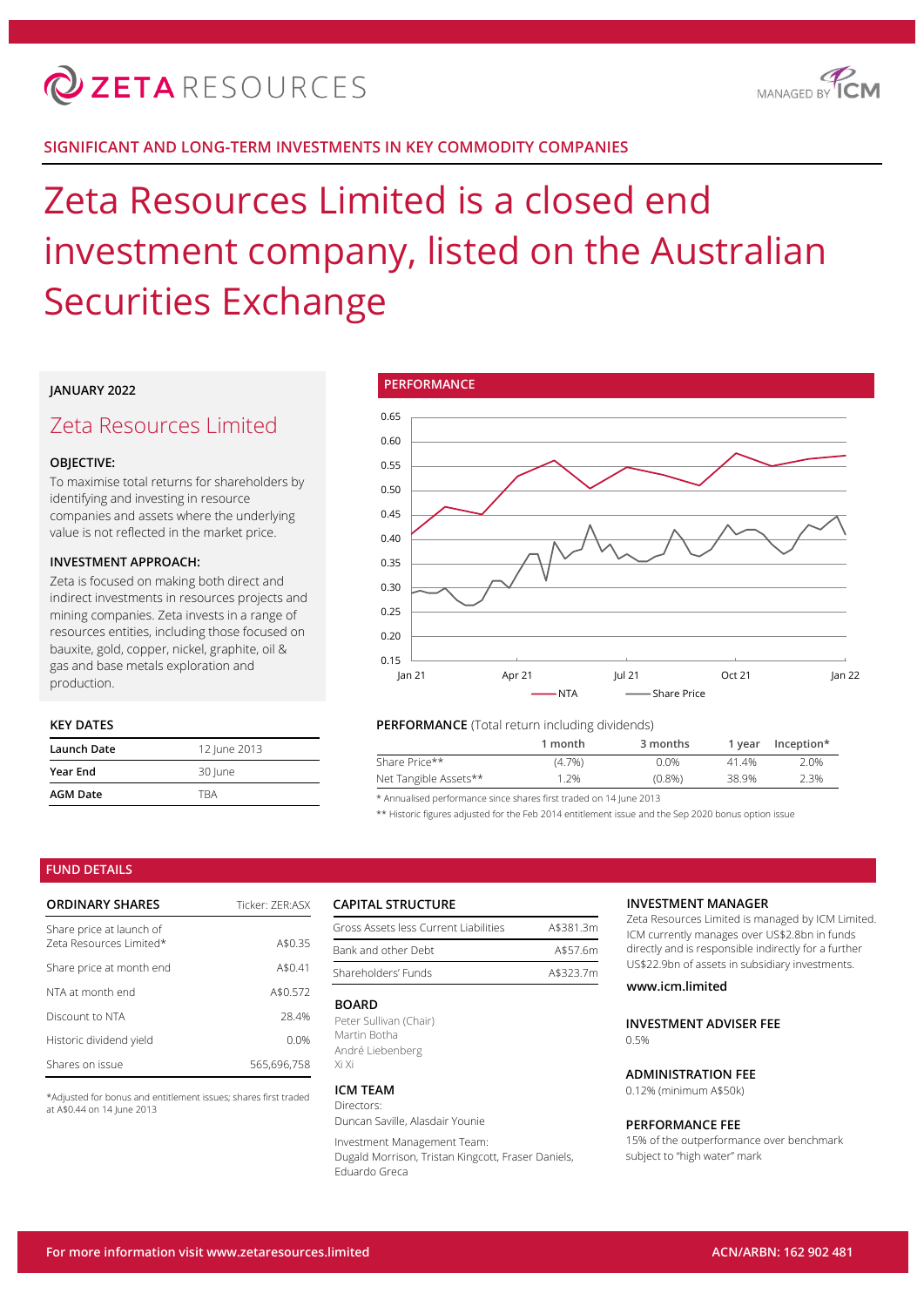# ZETA RESOURCES

MANAGED BY ICM

## SIGNIFICANT AND LONG-TERM INVESTMENTS IN KEY COMMODITY COMPANIES

# Zeta Resources Limited is a closed end investment company, listed on the Australian Securities Exchange

**JANUARY 2022**

## Zeta Resources Limited

### OBJECTIVE:

To maximise total returns for shareholders by identifying and investing in resource companies and assets where the underlying value is not reflected in the market price.

### INVESTMENT APPROACH:

Zeta is focused on making both direct and indirect investments in resources projects and mining companies. Zeta invests in a range of resources entities, including those focused on bauxite, gold, copper, nickel, graphite, oil & gas and base metals exploration and production.

### KEY DATES

| | |
|---|---|
| **Launch Date** | 12 June 2013 |
| **Year End** | 30 June |
| **AGM Date** | TBA |

### PERFORMANCE

### PERFORMANCE (Total return including dividends)

| | 1 month | 3 months | 1 year | Inception* |
|---|---|---|---|---|
| Share Price** | (4.7%) | 0.0% | 41.4% | 2.0% |
| Net Tangible Assets** | 1.2% | (0.8%) | 38.9% | 2.3% |

\* Annualised performance since shares first traded on 14 June 2013

\*\* Historic figures adjusted for the Feb 2014 entitlement issue and the Sep 2020 bonus option issue

## FUND DETAILS

### ORDINARY SHARES

| | Ticker: ZER:ASX |
|---|---|
| Share price at launch of Zeta Resources Limited* | A$0.35 |
| Share price at month end | A$0.41 |
| NTA at month end | A$0.572 |
| Discount to NTA | 28.4% |
| Historic dividend yield | 0.0% |
| Shares on issue | 565,696,758 |

\*Adjusted for bonus and entitlement issues; shares first traded at A$0.44 on 14 June 2013

### CAPITAL STRUCTURE

| | |
|---|---|
| Gross Assets less Current Liabilities | A$381.3m |
| Bank and other Debt | A$57.6m |
| Shareholders' Funds | A$323.7m |

### BOARD

Peter Sullivan (Chair)
Martin Botha
André Liebenberg
Xi Xi

### ICM TEAM

Directors:
Duncan Saville, Alasdair Younie

Investment Management Team:
Dugald Morrison, Tristan Kingcott, Fraser Daniels, Eduardo Greca

### INVESTMENT MANAGER

Zeta Resources Limited is managed by ICM Limited. ICM currently manages over US$2.8bn in funds directly and is responsible indirectly for a further US$22.9bn of assets in subsidiary investments.

**www.icm.limited**

### INVESTMENT ADVISER FEE

0.5%

### ADMINISTRATION FEE

0.12% (minimum A$50k)

### PERFORMANCE FEE

15% of the outperformance over benchmark subject to "high water" mark

**For more information visit www.zetaresources.limited** **ACN/ARBN: 162 902 481**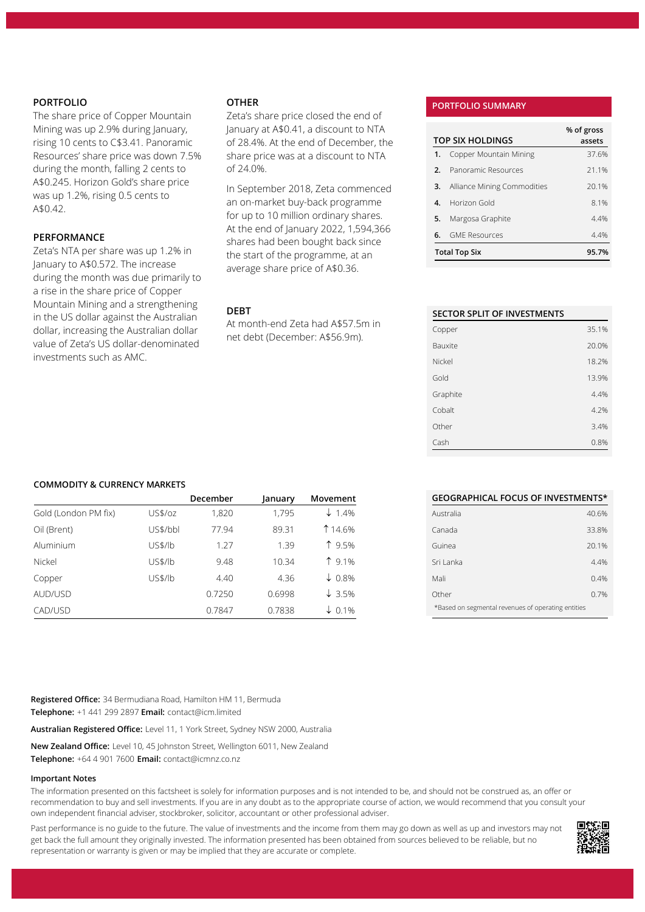## PORTFOLIO

The share price of Copper Mountain Mining was up 2.9% during January, rising 10 cents to C$3.41. Panoramic Resources' share price was down 7.5% during the month, falling 2 cents to A$0.245. Horizon Gold's share price was up 1.2%, rising 0.5 cents to A$0.42.

## PERFORMANCE

Zeta's NTA per share was up 1.2% in January to A$0.572. The increase during the month was due primarily to a rise in the share price of Copper Mountain Mining and a strengthening in the US dollar against the Australian dollar, increasing the Australian dollar value of Zeta's US dollar-denominated investments such as AMC.

## OTHER

Zeta's share price closed the end of January at A$0.41, a discount to NTA of 28.4%. At the end of December, the share price was at a discount to NTA of 24.0%.

In September 2018, Zeta commenced an on-market buy-back programme for up to 10 million ordinary shares. At the end of January 2022, 1,594,366 shares had been bought back since the start of the programme, at an average share price of A$0.36.

## DEBT

At month-end Zeta had A$57.5m in net debt (December: A$56.9m).

## PORTFOLIO SUMMARY

| | TOP SIX HOLDINGS | % of gross assets |
|---|---|---|
| 1. | Copper Mountain Mining | 37.6% |
| 2. | Panoramic Resources | 21.1% |
| 3. | Alliance Mining Commodities | 20.1% |
| 4. | Horizon Gold | 8.1% |
| 5. | Margosa Graphite | 4.4% |
| 6. | GME Resources | 4.4% |
| | **Total Top Six** | **95.7%** |

### SECTOR SPLIT OF INVESTMENTS

| | |
|---|---|
| Copper | 35.1% |
| Bauxite | 20.0% |
| Nickel | 18.2% |
| Gold | 13.9% |
| Graphite | 4.4% |
| Cobalt | 4.2% |
| Other | 3.4% |
| Cash | 0.8% |

### COMMODITY & CURRENCY MARKETS

| | | December | January | Movement |
|---|---|---|---|---|
| Gold (London PM fix) | US$/oz | 1,820 | 1,795 | ↓ 1.4% |
| Oil (Brent) | US$/bbl | 77.94 | 89.31 | ↑ 14.6% |
| Aluminium | US$/lb | 1.27 | 1.39 | ↑ 9.5% |
| Nickel | US$/lb | 9.48 | 10.34 | ↑ 9.1% |
| Copper | US$/lb | 4.40 | 4.36 | ↓ 0.8% |
| AUD/USD | | 0.7250 | 0.6998 | ↓ 3.5% |
| CAD/USD | | 0.7847 | 0.7838 | ↓ 0.1% |

### GEOGRAPHICAL FOCUS OF INVESTMENTS*

| | |
|---|---|
| Australia | 40.6% |
| Canada | 33.8% |
| Guinea | 20.1% |
| Sri Lanka | 4.4% |
| Mali | 0.4% |
| Other | 0.7% |

*Based on segmental revenues of operating entities

**Registered Office:** 34 Bermudiana Road, Hamilton HM 11, Bermuda
**Telephone:** +1 441 299 2897 **Email:** contact@icm.limited

**Australian Registered Office:** Level 11, 1 York Street, Sydney NSW 2000, Australia

**New Zealand Office:** Level 10, 45 Johnston Street, Wellington 6011, New Zealand
**Telephone:** +64 4 901 7600 **Email:** contact@icmnz.co.nz

**Important Notes**

The information presented on this factsheet is solely for information purposes and is not intended to be, and should not be construed as, an offer or recommendation to buy and sell investments. If you are in any doubt as to the appropriate course of action, we would recommend that you consult your own independent financial adviser, stockbroker, solicitor, accountant or other professional adviser.

Past performance is no guide to the future. The value of investments and the income from them may go down as well as up and investors may not get back the full amount they originally invested. The information presented has been obtained from sources believed to be reliable, but no representation or warranty is given or may be implied that they are accurate or complete.